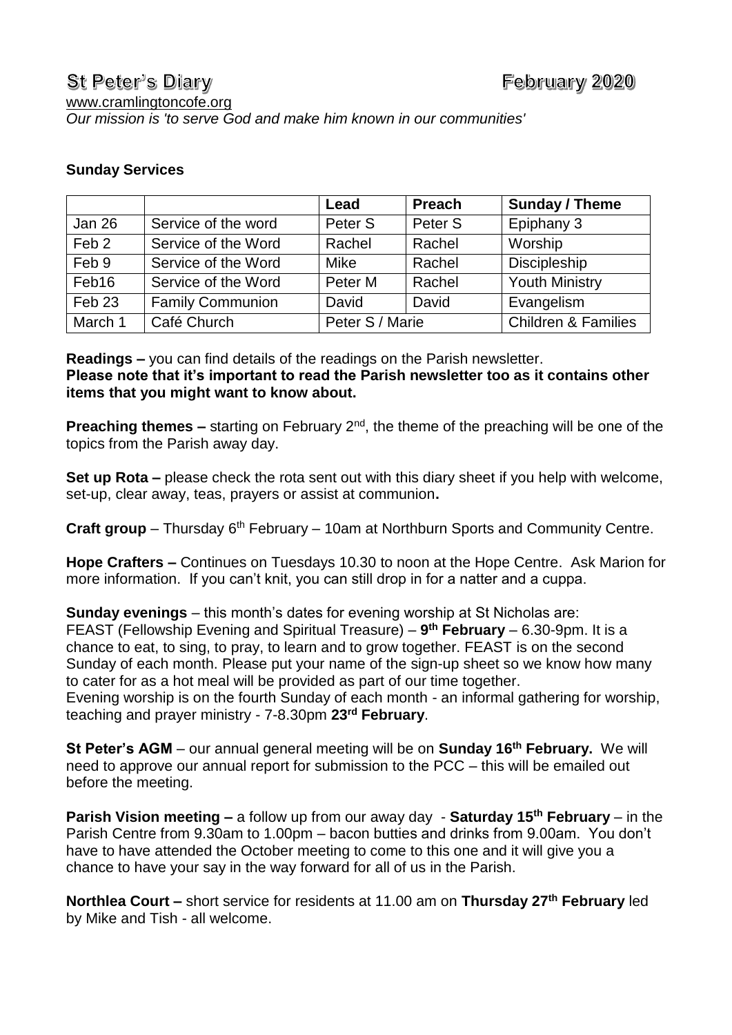# St Peter's Diary February 2020

www.cramlingtoncofe.org

*Our mission is 'to serve God and make him known in our communities'*

**Sunday Services**

| | | Lead | Preach | Sunday / Theme |
|---|---|---|---|---|
| Jan 26 | Service of the word | Peter S | Peter S | Epiphany 3 |
| Feb 2 | Service of the Word | Rachel | Rachel | Worship |
| Feb 9 | Service of the Word | Mike | Rachel | Discipleship |
| Feb16 | Service of the Word | Peter M | Rachel | Youth Ministry |
| Feb 23 | Family Communion | David | David | Evangelism |
| March 1 | Café Church | Peter S / Marie | | Children & Families |

**Readings –** you can find details of the readings on the Parish newsletter.
**Please note that it's important to read the Parish newsletter too as it contains other items that you might want to know about.**

**Preaching themes –** starting on February 2nd, the theme of the preaching will be one of the topics from the Parish away day.

**Set up Rota –** please check the rota sent out with this diary sheet if you help with welcome, set-up, clear away, teas, prayers or assist at communion**.**

**Craft group** – Thursday 6th February – 10am at Northburn Sports and Community Centre.

**Hope Crafters –** Continues on Tuesdays 10.30 to noon at the Hope Centre. Ask Marion for more information. If you can't knit, you can still drop in for a natter and a cuppa.

**Sunday evenings** – this month's dates for evening worship at St Nicholas are:
FEAST (Fellowship Evening and Spiritual Treasure) – **9th February** – 6.30-9pm. It is a chance to eat, to sing, to pray, to learn and to grow together. FEAST is on the second Sunday of each month. Please put your name of the sign-up sheet so we know how many to cater for as a hot meal will be provided as part of our time together.
Evening worship is on the fourth Sunday of each month - an informal gathering for worship, teaching and prayer ministry - 7-8.30pm **23rd February**.

**St Peter's AGM** – our annual general meeting will be on **Sunday 16th February.** We will need to approve our annual report for submission to the PCC – this will be emailed out before the meeting.

**Parish Vision meeting –** a follow up from our away day - **Saturday 15th February** – in the Parish Centre from 9.30am to 1.00pm – bacon butties and drinks from 9.00am. You don't have to have attended the October meeting to come to this one and it will give you a chance to have your say in the way forward for all of us in the Parish.

**Northlea Court –** short service for residents at 11.00 am on **Thursday 27th February** led by Mike and Tish - all welcome.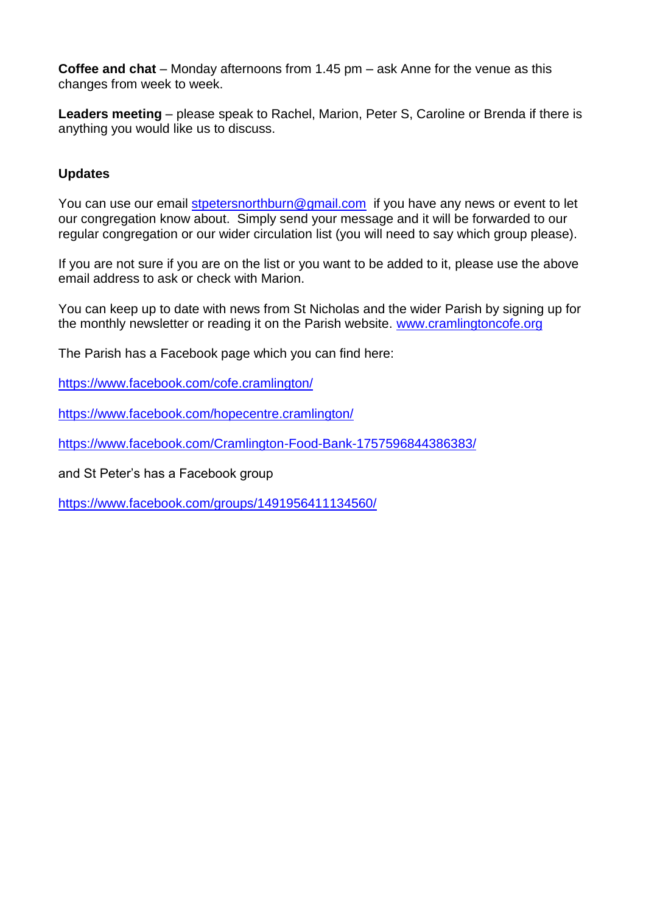**Coffee and chat** – Monday afternoons from 1.45 pm – ask Anne for the venue as this changes from week to week.

**Leaders meeting** – please speak to Rachel, Marion, Peter S, Caroline or Brenda if there is anything you would like us to discuss.

**Updates**

You can use our email stpetersnorthburn@gmail.com if you have any news or event to let our congregation know about. Simply send your message and it will be forwarded to our regular congregation or our wider circulation list (you will need to say which group please).

If you are not sure if you are on the list or you want to be added to it, please use the above email address to ask or check with Marion.

You can keep up to date with news from St Nicholas and the wider Parish by signing up for the monthly newsletter or reading it on the Parish website. www.cramlingtoncofe.org

The Parish has a Facebook page which you can find here:

https://www.facebook.com/cofe.cramlington/

https://www.facebook.com/hopecentre.cramlington/

https://www.facebook.com/Cramlington-Food-Bank-1757596844386383/

and St Peter's has a Facebook group

https://www.facebook.com/groups/1491956411134560/